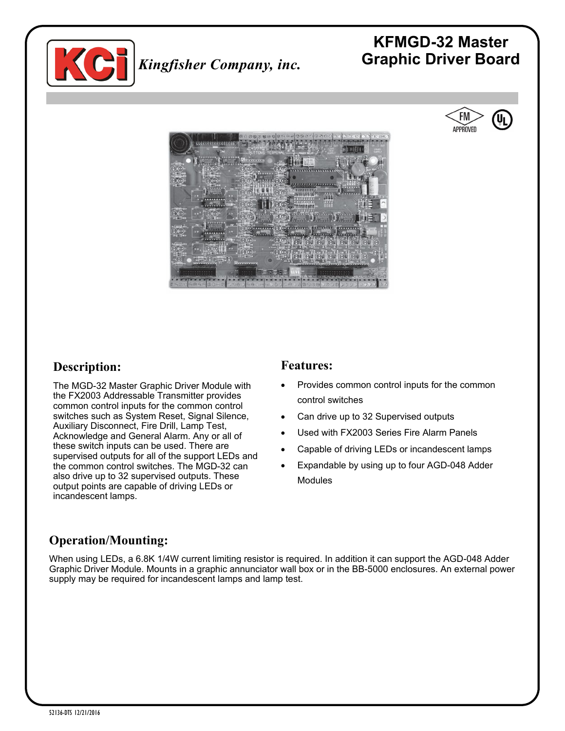Kingfisher Company, inc.

# KFMGD-32 Master Graphic Driver Board

FM APPROVED

## Description:

The MGD-32 Master Graphic Driver Module with the FX2003 Addressable Transmitter provides common control inputs for the common control switches such as System Reset, Signal Silence, Auxiliary Disconnect, Fire Drill, Lamp Test, Acknowledge and General Alarm. Any or all of these switch inputs can be used. There are supervised outputs for all of the support LEDs and the common control switches. The MGD-32 can also drive up to 32 supervised outputs. These output points are capable of driving LEDs or incandescent lamps.

## Features:

- Provides common control inputs for the common control switches
- Can drive up to 32 Supervised outputs
- Used with FX2003 Series Fire Alarm Panels
- Capable of driving LEDs or incandescent lamps
- Expandable by using up to four AGD-048 Adder Modules

## Operation/Mounting:

When using LEDs, a 6.8K 1/4W current limiting resistor is required. In addition it can support the AGD-048 Adder Graphic Driver Module. Mounts in a graphic annunciator wall box or in the BB-5000 enclosures. An external power supply may be required for incandescent lamps and lamp test.

52136-DTS 12/21/2016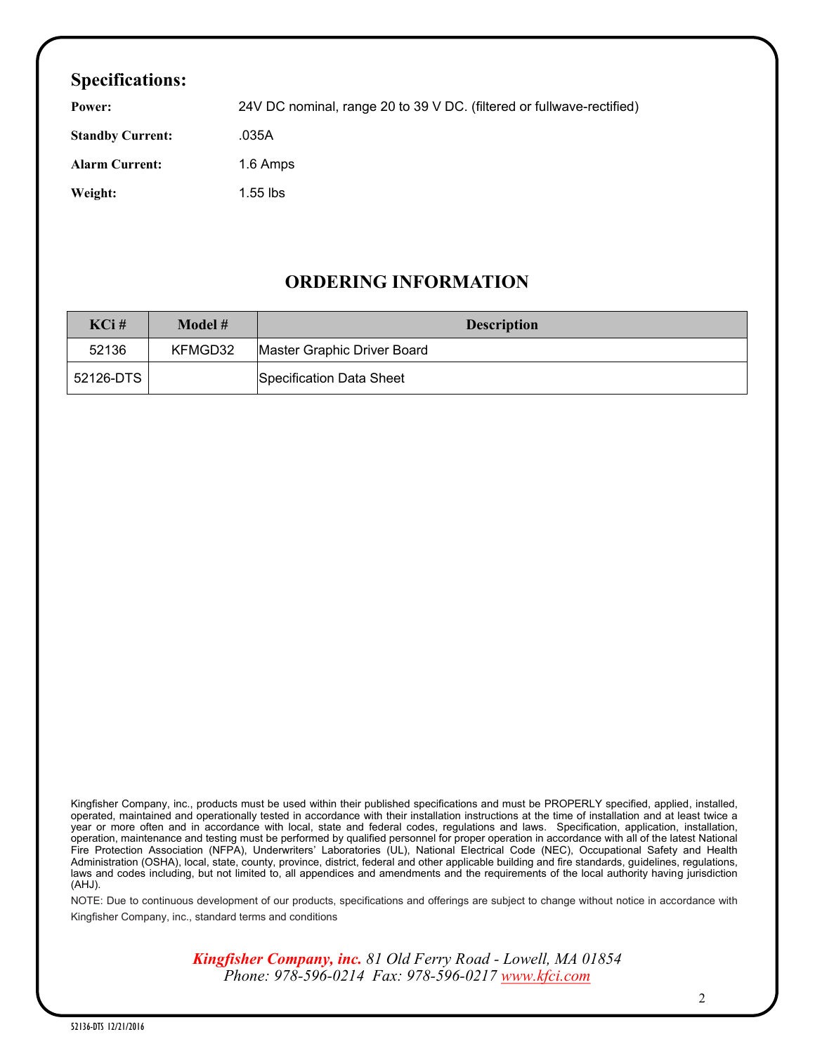## Specifications:

**Power:** 24V DC nominal, range 20 to 39 V DC. (filtered or fullwave-rectified)

**Standby Current:** .035A

**Alarm Current:** 1.6 Amps

**Weight:** 1.55 lbs

## ORDERING INFORMATION

| KCi # | Model # | Description |
|---|---|---|
| 52136 | KFMGD32 | Master Graphic Driver Board |
| 52126-DTS | | Specification Data Sheet |

Kingfisher Company, inc., products must be used within their published specifications and must be PROPERLY specified, applied, installed, operated, maintained and operationally tested in accordance with their installation instructions at the time of installation and at least twice a year or more often and in accordance with local, state and federal codes, regulations and laws. Specification, application, installation, operation, maintenance and testing must be performed by qualified personnel for proper operation in accordance with all of the latest National Fire Protection Association (NFPA), Underwriters' Laboratories (UL), National Electrical Code (NEC), Occupational Safety and Health Administration (OSHA), local, state, county, province, district, federal and other applicable building and fire standards, guidelines, regulations, laws and codes including, but not limited to, all appendices and amendments and the requirements of the local authority having jurisdiction (AHJ).

NOTE: Due to continuous development of our products, specifications and offerings are subject to change without notice in accordance with Kingfisher Company, inc., standard terms and conditions

***Kingfisher Company, inc.*** *81 Old Ferry Road - Lowell, MA 01854*
*Phone: 978-596-0214 Fax: 978-596-0217 www.kfci.com*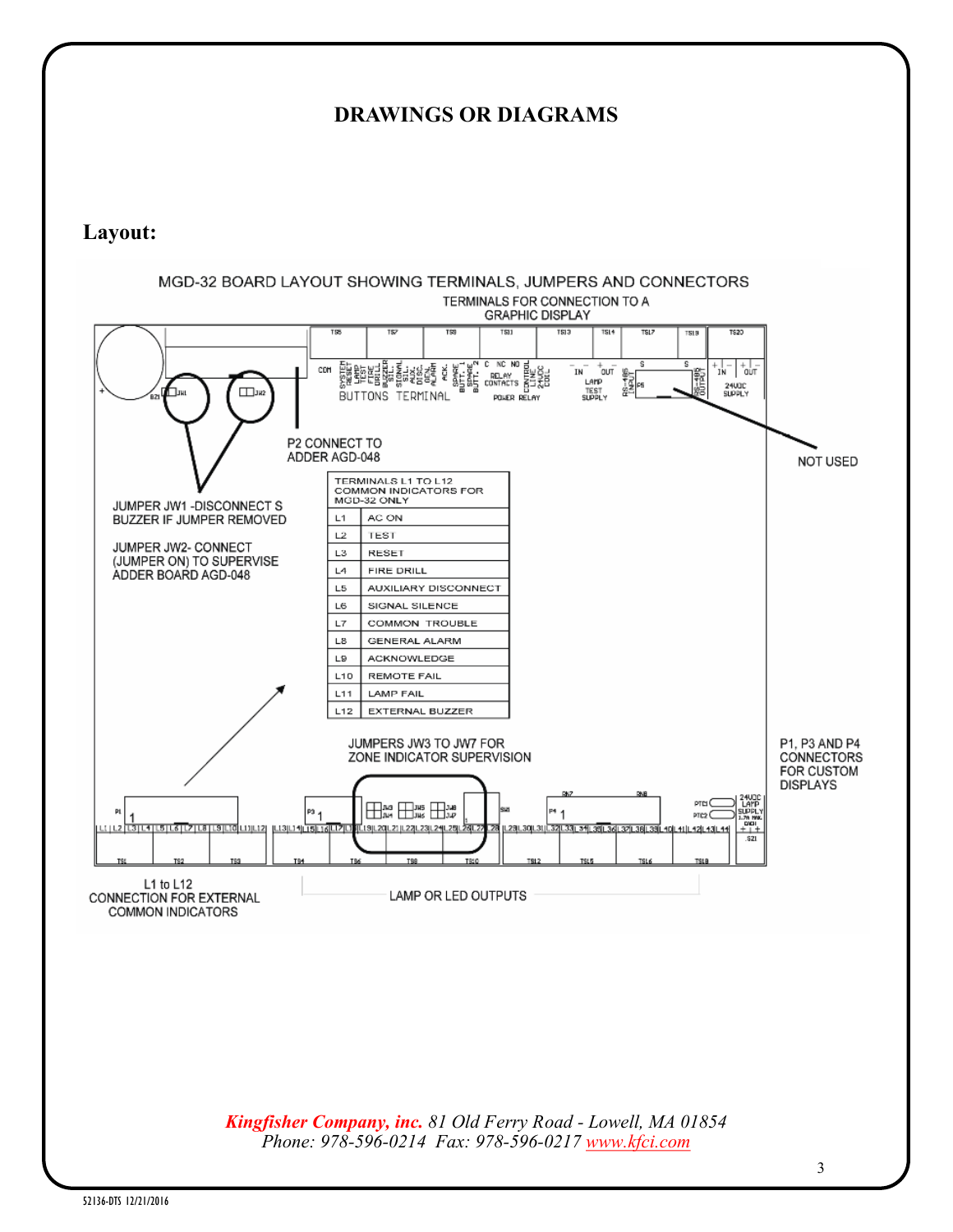# DRAWINGS OR DIAGRAMS

## Layout:

MGD-32 BOARD LAYOUT SHOWING TERMINALS, JUMPERS AND CONNECTORS

TERMINALS FOR CONNECTION TO A GRAPHIC DISPLAY

P2 CONNECT TO ADDER AGD-048

NOT USED

JUMPER JW1 -DISCONNECT S BUZZER IF JUMPER REMOVED

JUMPER JW2- CONNECT (JUMPER ON) TO SUPERVISE ADDER BOARD AGD-048

| TERMINALS L1 TO L12 COMMON INDICATORS FOR MGD-32 ONLY | |
|---|---|
| L1 | AC ON |
| L2 | TEST |
| L3 | RESET |
| L4 | FIRE DRILL |
| L5 | AUXILIARY DISCONNECT |
| L6 | SIGNAL SILENCE |
| L7 | COMMON TROUBLE |
| L8 | GENERAL ALARM |
| L9 | ACKNOWLEDGE |
| L10 | REMOTE FAIL |
| L11 | LAMP FAIL |
| L12 | EXTERNAL BUZZER |

JUMPERS JW3 TO JW7 FOR ZONE INDICATOR SUPERVISION

P1, P3 AND P4 CONNECTORS FOR CUSTOM DISPLAYS

L1 to L12 CONNECTION FOR EXTERNAL COMMON INDICATORS

LAMP OR LED OUTPUTS

*Kingfisher Company, inc.* *81 Old Ferry Road - Lowell, MA 01854*
*Phone: 978-596-0214 Fax: 978-596-0217* *www.kfci.com*

52136-DTS 12/21/2016